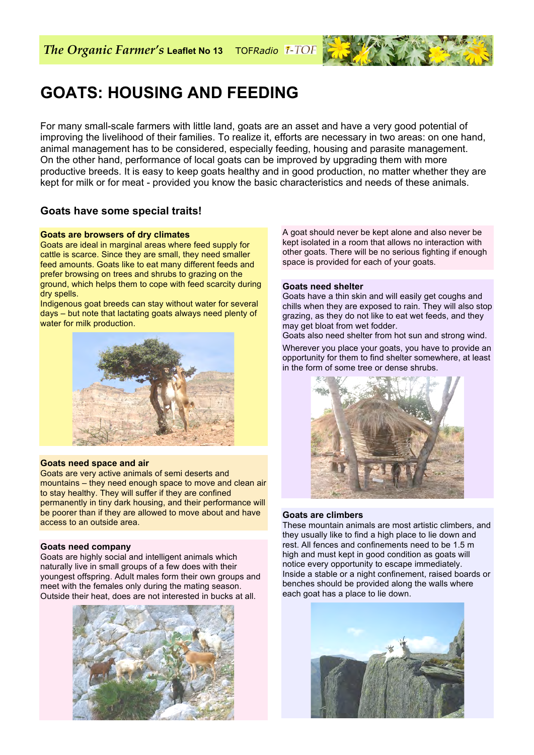# GOATS: HOUSING AND FEEDING

For many small-scale farmers with little land, goats are an asset and have a very good potential of improving the livelihood of their families. To realize it, efforts are necessary in two areas: on one hand, animal management has to be considered, especially feeding, housing and parasite management. On the other hand, performance of local goats can be improved by upgrading them with more productive breeds. It is easy to keep goats healthy and in good production, no matter whether they are kept for milk or for meat - provided you know the basic characteristics and needs of these animals.

## Goats have some special traits!

### Goats are browsers of dry climates

Goats are ideal in marginal areas where feed supply for cattle is scarce. Since they are small, they need smaller feed amounts. Goats like to eat many different feeds and prefer browsing on trees and shrubs to grazing on the ground, which helps them to cope with feed scarcity during dry spells.

Indigenous goat breeds can stay without water for several days – but note that lactating goats always need plenty of water for milk production.

### Goats need space and air

Goats are very active animals of semi deserts and mountains – they need enough space to move and clean air to stay healthy. They will suffer if they are confined permanently in tiny dark housing, and their performance will be poorer than if they are allowed to move about and have access to an outside area.

### Goats need company

Goats are highly social and intelligent animals which naturally live in small groups of a few does with their youngest offspring. Adult males form their own groups and meet with the females only during the mating season. Outside their heat, does are not interested in bucks at all.

A goat should never be kept alone and also never be kept isolated in a room that allows no interaction with other goats. There will be no serious fighting if enough space is provided for each of your goats.

### Goats need shelter

Goats have a thin skin and will easily get coughs and chills when they are exposed to rain. They will also stop grazing, as they do not like to eat wet feeds, and they may get bloat from wet fodder.

Goats also need shelter from hot sun and strong wind.

Wherever you place your goats, you have to provide an opportunity for them to find shelter somewhere, at least in the form of some tree or dense shrubs.

### Goats are climbers

These mountain animals are most artistic climbers, and they usually like to find a high place to lie down and rest. All fences and confinements need to be 1.5 m high and must kept in good condition as goats will notice every opportunity to escape immediately.

Inside a stable or a night confinement, raised boards or benches should be provided along the walls where each goat has a place to lie down.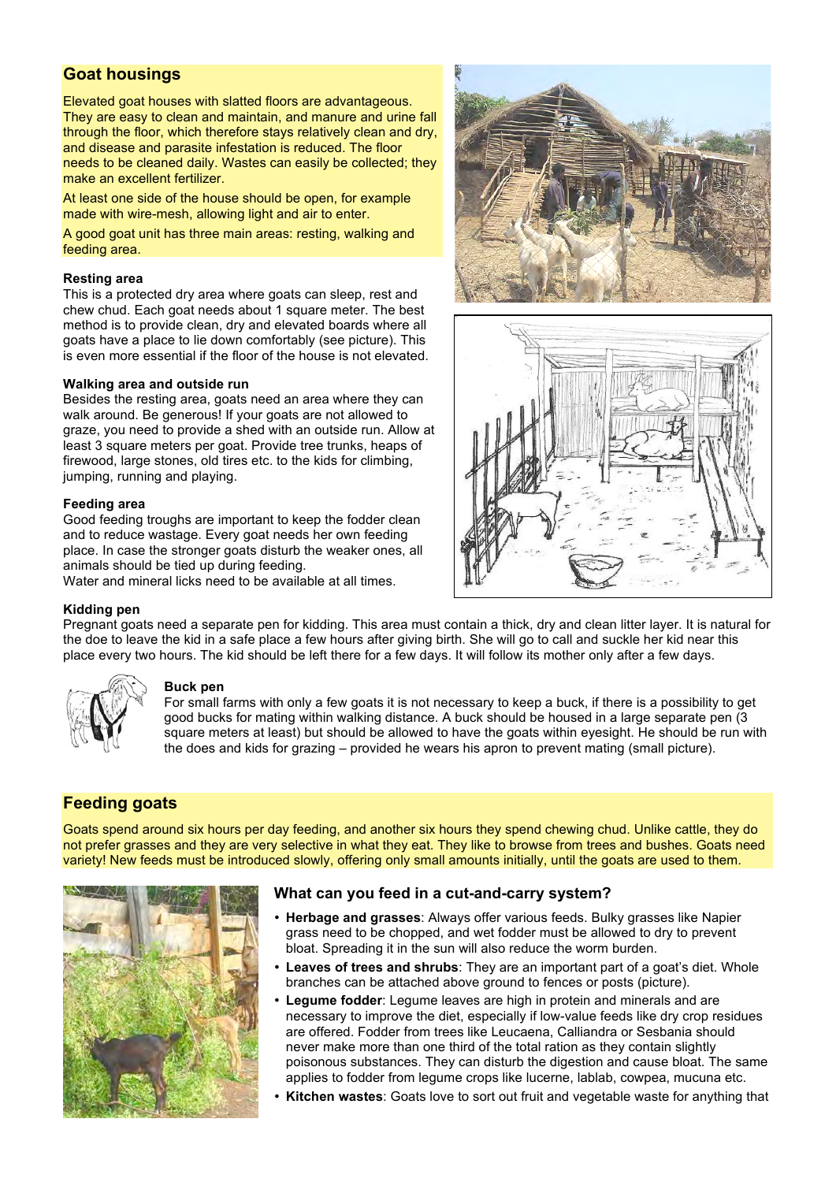## Goat housings

Elevated goat houses with slatted floors are advantageous. They are easy to clean and maintain, and manure and urine fall through the floor, which therefore stays relatively clean and dry, and disease and parasite infestation is reduced. The floor needs to be cleaned daily. Wastes can easily be collected; they make an excellent fertilizer.

At least one side of the house should be open, for example made with wire-mesh, allowing light and air to enter.

A good goat unit has three main areas: resting, walking and feeding area.

**Resting area**

This is a protected dry area where goats can sleep, rest and chew chud. Each goat needs about 1 square meter. The best method is to provide clean, dry and elevated boards where all goats have a place to lie down comfortably (see picture). This is even more essential if the floor of the house is not elevated.

**Walking area and outside run**

Besides the resting area, goats need an area where they can walk around. Be generous! If your goats are not allowed to graze, you need to provide a shed with an outside run. Allow at least 3 square meters per goat. Provide tree trunks, heaps of firewood, large stones, old tires etc. to the kids for climbing, jumping, running and playing.

**Feeding area**

Good feeding troughs are important to keep the fodder clean and to reduce wastage. Every goat needs her own feeding place. In case the stronger goats disturb the weaker ones, all animals should be tied up during feeding.
Water and mineral licks need to be available at all times.

**Kidding pen**

Pregnant goats need a separate pen for kidding. This area must contain a thick, dry and clean litter layer. It is natural for the doe to leave the kid in a safe place a few hours after giving birth. She will go to call and suckle her kid near this place every two hours. The kid should be left there for a few days. It will follow its mother only after a few days.

**Buck pen**

For small farms with only a few goats it is not necessary to keep a buck, if there is a possibility to get good bucks for mating within walking distance. A buck should be housed in a large separate pen (3 square meters at least) but should be allowed to have the goats within eyesight. He should be run with the does and kids for grazing – provided he wears his apron to prevent mating (small picture).

## Feeding goats

Goats spend around six hours per day feeding, and another six hours they spend chewing chud. Unlike cattle, they do not prefer grasses and they are very selective in what they eat. They like to browse from trees and bushes. Goats need variety! New feeds must be introduced slowly, offering only small amounts initially, until the goats are used to them.

### What can you feed in a cut-and-carry system?

- **Herbage and grasses**: Always offer various feeds. Bulky grasses like Napier grass need to be chopped, and wet fodder must be allowed to dry to prevent bloat. Spreading it in the sun will also reduce the worm burden.
- **Leaves of trees and shrubs**: They are an important part of a goat's diet. Whole branches can be attached above ground to fences or posts (picture).
- **Legume fodder**: Legume leaves are high in protein and minerals and are necessary to improve the diet, especially if low-value feeds like dry crop residues are offered. Fodder from trees like Leucaena, Calliandra or Sesbania should never make more than one third of the total ration as they contain slightly poisonous substances. They can disturb the digestion and cause bloat. The same applies to fodder from legume crops like lucerne, lablab, cowpea, mucuna etc.
- **Kitchen wastes**: Goats love to sort out fruit and vegetable waste for anything that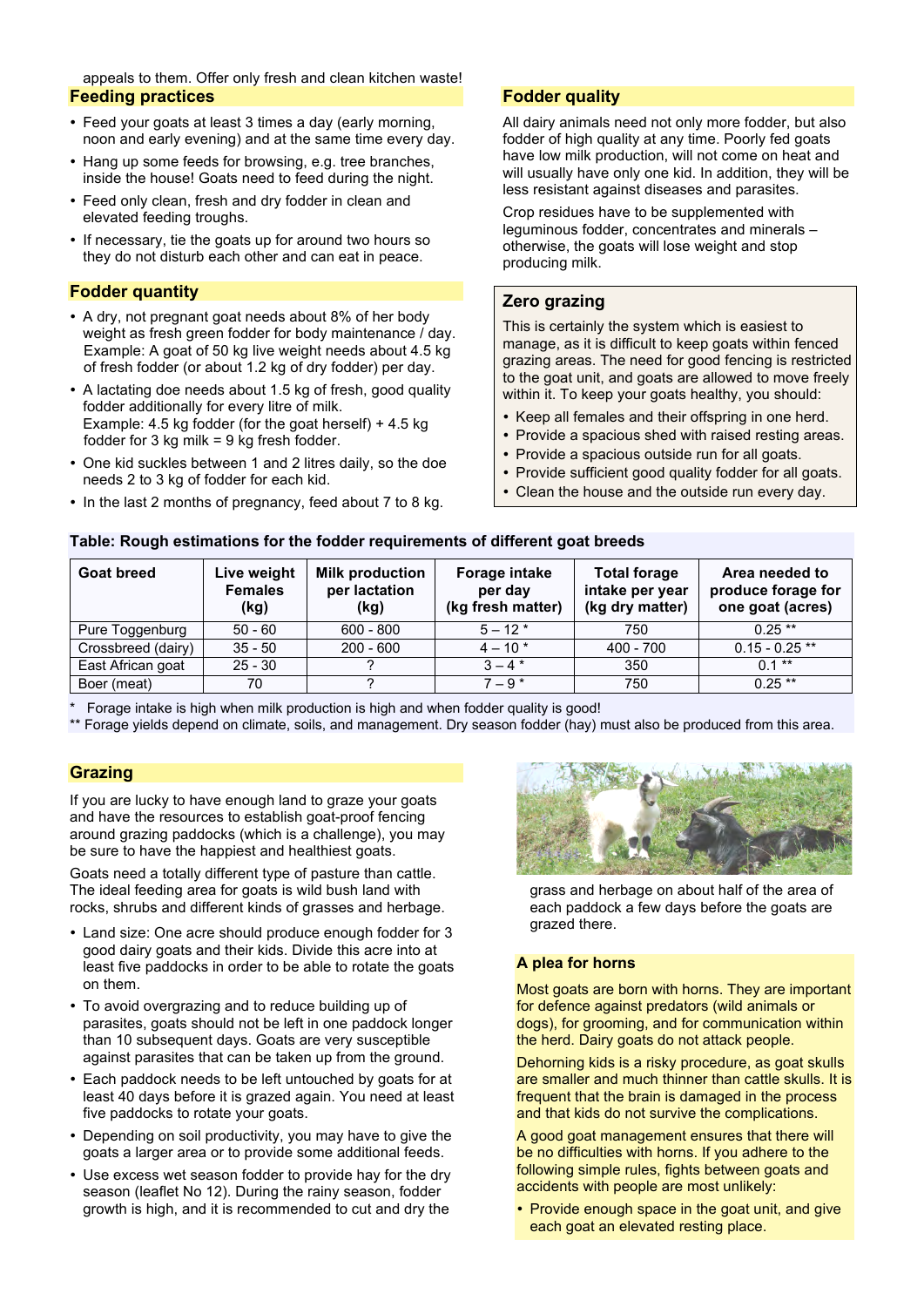appeals to them. Offer only fresh and clean kitchen waste!

## Feeding practices

- Feed your goats at least 3 times a day (early morning, noon and early evening) and at the same time every day.
- Hang up some feeds for browsing, e.g. tree branches, inside the house! Goats need to feed during the night.
- Feed only clean, fresh and dry fodder in clean and elevated feeding troughs.
- If necessary, tie the goats up for around two hours so they do not disturb each other and can eat in peace.

## Fodder quantity

- A dry, not pregnant goat needs about 8% of her body weight as fresh green fodder for body maintenance / day. Example: A goat of 50 kg live weight needs about 4.5 kg of fresh fodder (or about 1.2 kg of dry fodder) per day.
- A lactating doe needs about 1.5 kg of fresh, good quality fodder additionally for every litre of milk. Example: 4.5 kg fodder (for the goat herself) + 4.5 kg fodder for 3 kg milk = 9 kg fresh fodder.
- One kid suckles between 1 and 2 litres daily, so the doe needs 2 to 3 kg of fodder for each kid.
- In the last 2 months of pregnancy, feed about 7 to 8 kg.

## Fodder quality

All dairy animals need not only more fodder, but also fodder of high quality at any time. Poorly fed goats have low milk production, will not come on heat and will usually have only one kid. In addition, they will be less resistant against diseases and parasites.

Crop residues have to be supplemented with leguminous fodder, concentrates and minerals – otherwise, the goats will lose weight and stop producing milk.

### Zero grazing

This is certainly the system which is easiest to manage, as it is difficult to keep goats within fenced grazing areas. The need for good fencing is restricted to the goat unit, and goats are allowed to move freely within it. To keep your goats healthy, you should:

- Keep all females and their offspring in one herd.
- Provide a spacious shed with raised resting areas.
- Provide a spacious outside run for all goats.
- Provide sufficient good quality fodder for all goats.
- Clean the house and the outside run every day.

**Table: Rough estimations for the fodder requirements of different goat breeds**

| Goat breed | Live weight Females (kg) | Milk production per lactation (kg) | Forage intake per day (kg fresh matter) | Total forage intake per year (kg dry matter) | Area needed to produce forage for one goat (acres) |
|---|---|---|---|---|---|
| Pure Toggenburg | 50 - 60 | 600 - 800 | 5 – 12 * | 750 | 0.25 ** |
| Crossbreed (dairy) | 35 - 50 | 200 - 600 | 4 – 10 * | 400 - 700 | 0.15 - 0.25 ** |
| East African goat | 25 - 30 | ? | 3 – 4 * | 350 | 0.1 ** |
| Boer (meat) | 70 | ? | 7 – 9 * | 750 | 0.25 ** |

\* Forage intake is high when milk production is high and when fodder quality is good!
** Forage yields depend on climate, soils, and management. Dry season fodder (hay) must also be produced from this area.

## Grazing

If you are lucky to have enough land to graze your goats and have the resources to establish goat-proof fencing around grazing paddocks (which is a challenge), you may be sure to have the happiest and healthiest goats.

Goats need a totally different type of pasture than cattle. The ideal feeding area for goats is wild bush land with rocks, shrubs and different kinds of grasses and herbage.

- Land size: One acre should produce enough fodder for 3 good dairy goats and their kids. Divide this acre into at least five paddocks in order to be able to rotate the goats on them.
- To avoid overgrazing and to reduce building up of parasites, goats should not be left in one paddock longer than 10 subsequent days. Goats are very susceptible against parasites that can be taken up from the ground.
- Each paddock needs to be left untouched by goats for at least 40 days before it is grazed again. You need at least five paddocks to rotate your goats.
- Depending on soil productivity, you may have to give the goats a larger area or to provide some additional feeds.
- Use excess wet season fodder to provide hay for the dry season (leaflet No 12). During the rainy season, fodder growth is high, and it is recommended to cut and dry the grass and herbage on about half of the area of each paddock a few days before the goats are grazed there.

## A plea for horns

Most goats are born with horns. They are important for defence against predators (wild animals or dogs), for grooming, and for communication within the herd. Dairy goats do not attack people.

Dehorning kids is a risky procedure, as goat skulls are smaller and much thinner than cattle skulls. It is frequent that the brain is damaged in the process and that kids do not survive the complications.

A good goat management ensures that there will be no difficulties with horns. If you adhere to the following simple rules, fights between goats and accidents with people are most unlikely:

- Provide enough space in the goat unit, and give each goat an elevated resting place.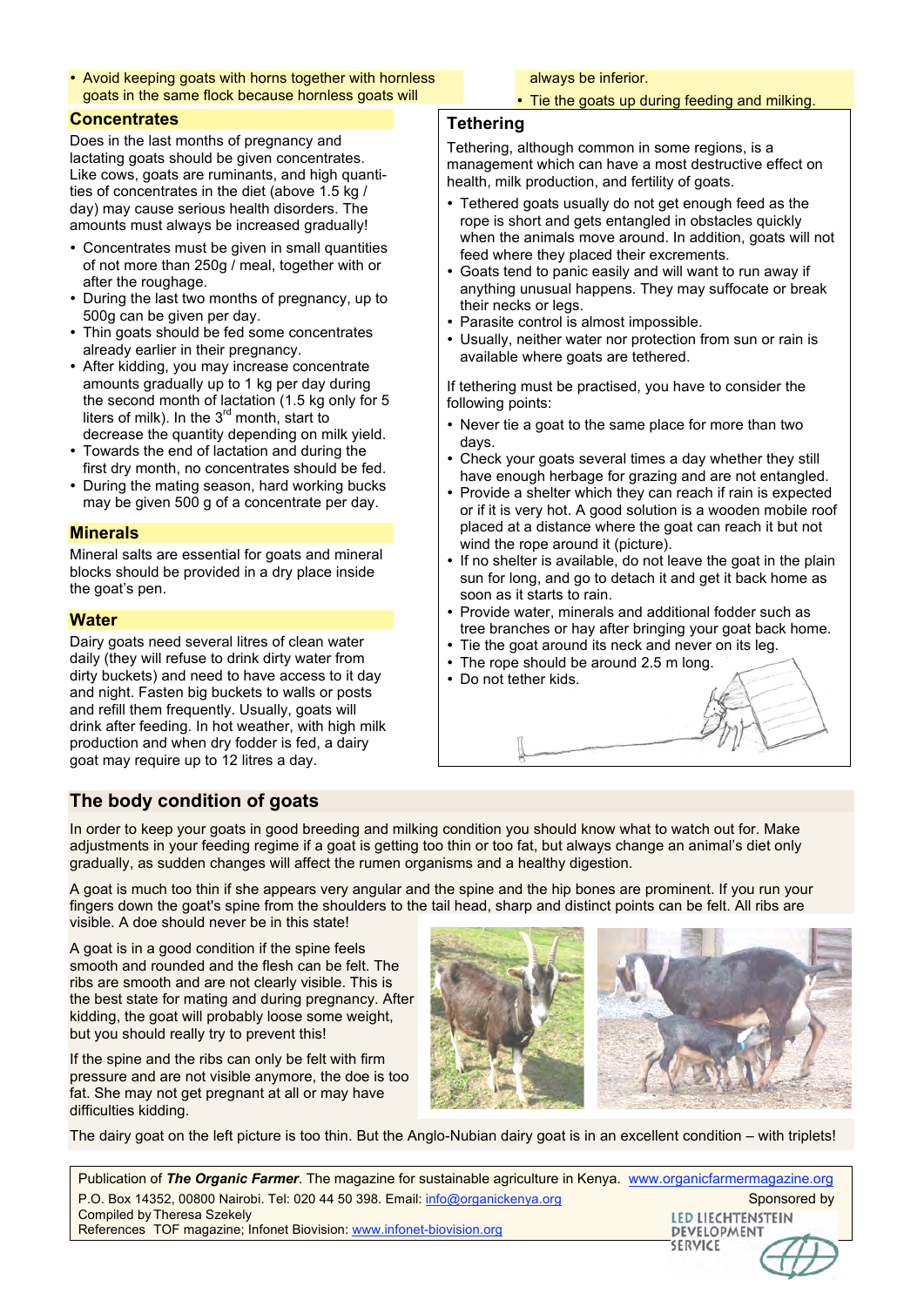- Avoid keeping goats with horns together with hornless goats in the same flock because hornless goats will always be inferior.
- Tie the goats up during feeding and milking.

## Concentrates

Does in the last months of pregnancy and lactating goats should be given concentrates. Like cows, goats are ruminants, and high quantities of concentrates in the diet (above 1.5 kg / day) may cause serious health disorders. The amounts must always be increased gradually!

- Concentrates must be given in small quantities of not more than 250g / meal, together with or after the roughage.
- During the last two months of pregnancy, up to 500g can be given per day.
- Thin goats should be fed some concentrates already earlier in their pregnancy.
- After kidding, you may increase concentrate amounts gradually up to 1 kg per day during the second month of lactation (1.5 kg only for 5 liters of milk). In the 3rd month, start to decrease the quantity depending on milk yield.
- Towards the end of lactation and during the first dry month, no concentrates should be fed.
- During the mating season, hard working bucks may be given 500 g of a concentrate per day.

## Minerals

Mineral salts are essential for goats and mineral blocks should be provided in a dry place inside the goat's pen.

## Water

Dairy goats need several litres of clean water daily (they will refuse to drink dirty water from dirty buckets) and need to have access to it day and night. Fasten big buckets to walls or posts and refill them frequently. Usually, goats will drink after feeding. In hot weather, with high milk production and when dry fodder is fed, a dairy goat may require up to 12 litres a day.

## Tethering

Tethering, although common in some regions, is a management which can have a most destructive effect on health, milk production, and fertility of goats.

- Tethered goats usually do not get enough feed as the rope is short and gets entangled in obstacles quickly when the animals move around. In addition, goats will not feed where they placed their excrements.
- Goats tend to panic easily and will want to run away if anything unusual happens. They may suffocate or break their necks or legs.
- Parasite control is almost impossible.
- Usually, neither water nor protection from sun or rain is available where goats are tethered.

If tethering must be practised, you have to consider the following points:

- Never tie a goat to the same place for more than two days.
- Check your goats several times a day whether they still have enough herbage for grazing and are not entangled.
- Provide a shelter which they can reach if rain is expected or if it is very hot. A good solution is a wooden mobile roof placed at a distance where the goat can reach it but not wind the rope around it (picture).
- If no shelter is available, do not leave the goat in the plain sun for long, and go to detach it and get it back home as soon as it starts to rain.
- Provide water, minerals and additional fodder such as tree branches or hay after bringing your goat back home.
- Tie the goat around its neck and never on its leg.
- The rope should be around 2.5 m long.
- Do not tether kids.

## The body condition of goats

In order to keep your goats in good breeding and milking condition you should know what to watch out for. Make adjustments in your feeding regime if a goat is getting too thin or too fat, but always change an animal's diet only gradually, as sudden changes will affect the rumen organisms and a healthy digestion.

A goat is much too thin if she appears very angular and the spine and the hip bones are prominent. If you run your fingers down the goat's spine from the shoulders to the tail head, sharp and distinct points can be felt. All ribs are visible. A doe should never be in this state!

A goat is in a good condition if the spine feels smooth and rounded and the flesh can be felt. The ribs are smooth and are not clearly visible. This is the best state for mating and during pregnancy. After kidding, the goat will probably loose some weight, but you should really try to prevent this!

If the spine and the ribs can only be felt with firm pressure and are not visible anymore, the doe is too fat. She may not get pregnant at all or may have difficulties kidding.

The dairy goat on the left picture is too thin. But the Anglo-Nubian dairy goat is in an excellent condition – with triplets!

Publication of ***The Organic Farmer***. The magazine for sustainable agriculture in Kenya. www.organicfarmermagazine.org
P.O. Box 14352, 00800 Nairobi. Tel: 020 44 50 398. Email: info@organickenya.org
Compiled by Theresa Szekely
References TOF magazine; Infonet Biovision: www.infonet-biovision.org

Sponsored by LED Liechtenstein Development Service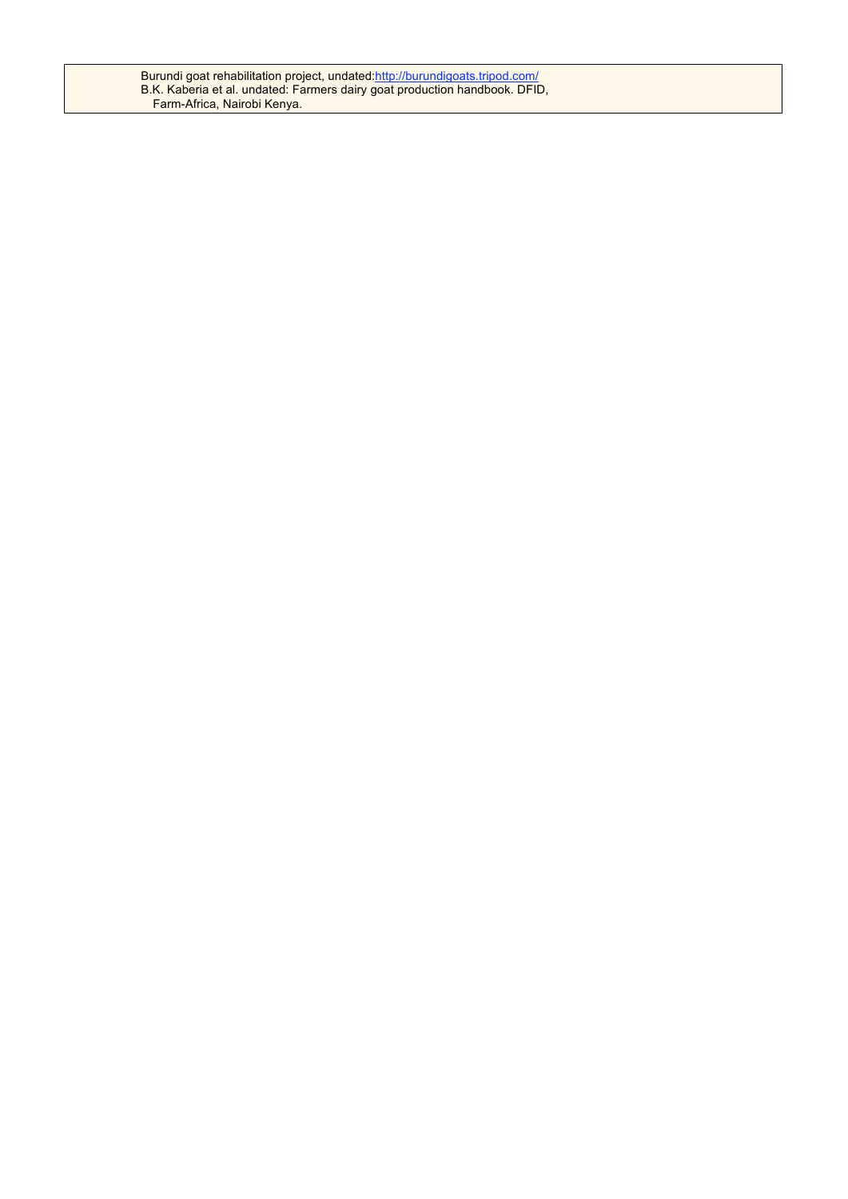Burundi goat rehabilitation project, undated: http://burundigoats.tripod.com/

B.K. Kaberia et al. undated: Farmers dairy goat production handbook. DFID, Farm-Africa, Nairobi Kenya.